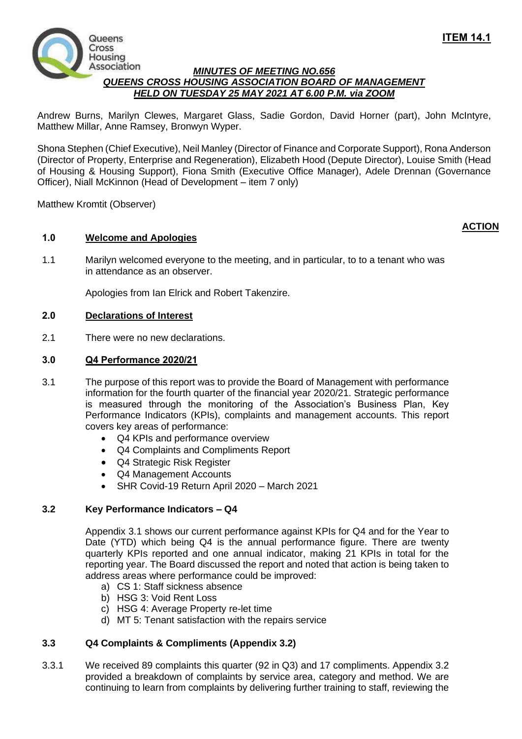**ITEM 14.1**

Queens Cross Housing Association

***MINUTES OF MEETING NO.656***
***QUEENS CROSS HOUSING ASSOCIATION BOARD OF MANAGEMENT***
***HELD ON TUESDAY 25 MAY 2021 AT 6.00 P.M. via ZOOM***

Andrew Burns, Marilyn Clewes, Margaret Glass, Sadie Gordon, David Horner (part), John McIntyre, Matthew Millar, Anne Ramsey, Bronwyn Wyper.

Shona Stephen (Chief Executive), Neil Manley (Director of Finance and Corporate Support), Rona Anderson (Director of Property, Enterprise and Regeneration), Elizabeth Hood (Depute Director), Louise Smith (Head of Housing & Housing Support), Fiona Smith (Executive Office Manager), Adele Drennan (Governance Officer), Niall McKinnon (Head of Development – item 7 only)

Matthew Kromtit (Observer)

**ACTION**

**1.0 Welcome and Apologies**

1.1 Marilyn welcomed everyone to the meeting, and in particular, to to a tenant who was in attendance as an observer.

Apologies from Ian Elrick and Robert Takenzire.

**2.0 Declarations of Interest**

2.1 There were no new declarations.

**3.0 Q4 Performance 2020/21**

3.1 The purpose of this report was to provide the Board of Management with performance information for the fourth quarter of the financial year 2020/21. Strategic performance is measured through the monitoring of the Association's Business Plan, Key Performance Indicators (KPIs), complaints and management accounts. This report covers key areas of performance:

- Q4 KPIs and performance overview
- Q4 Complaints and Compliments Report
- Q4 Strategic Risk Register
- Q4 Management Accounts
- SHR Covid-19 Return April 2020 – March 2021

**3.2 Key Performance Indicators – Q4**

Appendix 3.1 shows our current performance against KPIs for Q4 and for the Year to Date (YTD) which being Q4 is the annual performance figure. There are twenty quarterly KPIs reported and one annual indicator, making 21 KPIs in total for the reporting year. The Board discussed the report and noted that action is being taken to address areas where performance could be improved:

a) CS 1: Staff sickness absence
b) HSG 3: Void Rent Loss
c) HSG 4: Average Property re-let time
d) MT 5: Tenant satisfaction with the repairs service

**3.3 Q4 Complaints & Compliments (Appendix 3.2)**

3.3.1 We received 89 complaints this quarter (92 in Q3) and 17 compliments. Appendix 3.2 provided a breakdown of complaints by service area, category and method. We are continuing to learn from complaints by delivering further training to staff, reviewing the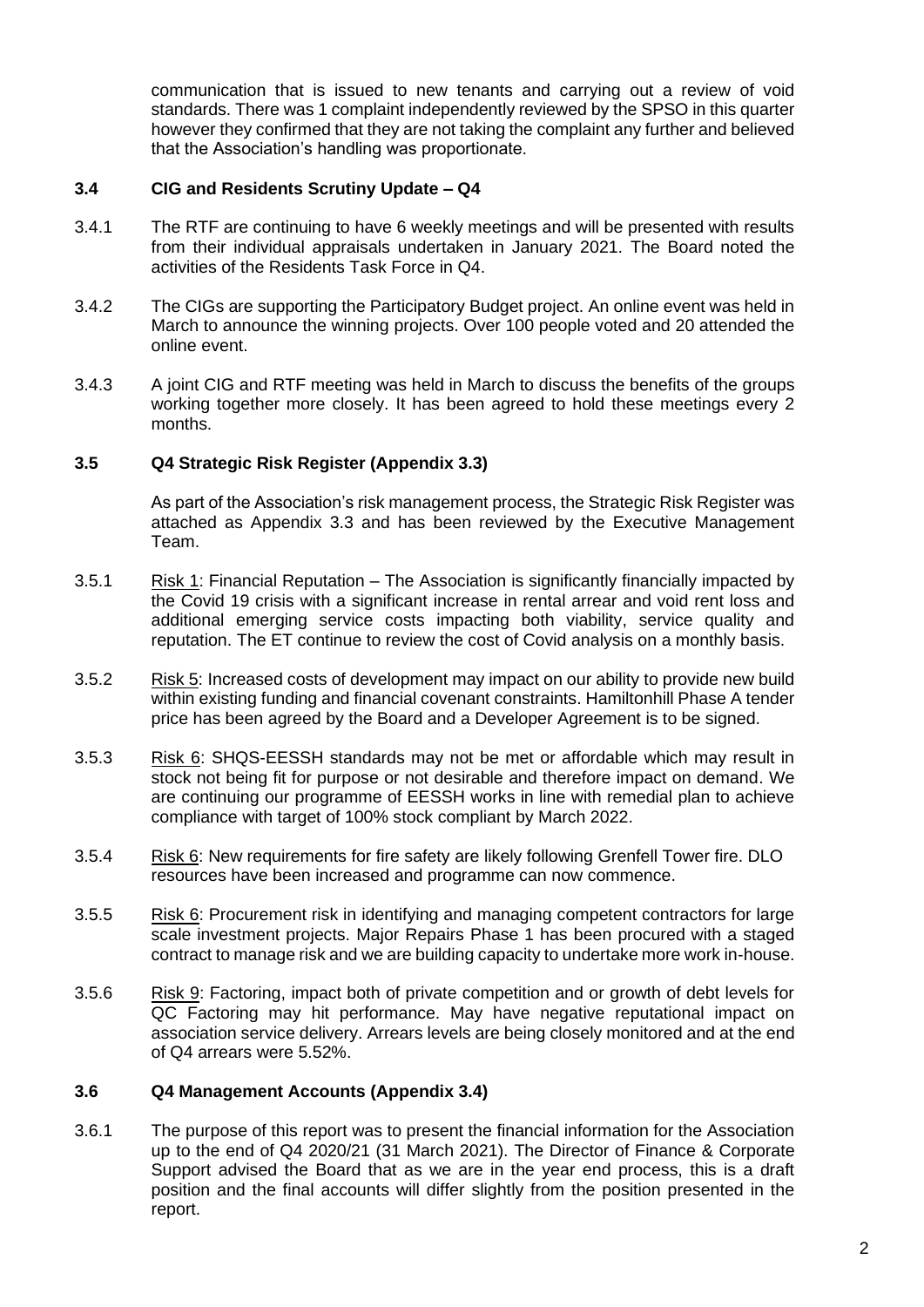communication that is issued to new tenants and carrying out a review of void standards. There was 1 complaint independently reviewed by the SPSO in this quarter however they confirmed that they are not taking the complaint any further and believed that the Association's handling was proportionate.

### 3.4 CIG and Residents Scrutiny Update – Q4

3.4.1 The RTF are continuing to have 6 weekly meetings and will be presented with results from their individual appraisals undertaken in January 2021. The Board noted the activities of the Residents Task Force in Q4.

3.4.2 The CIGs are supporting the Participatory Budget project. An online event was held in March to announce the winning projects. Over 100 people voted and 20 attended the online event.

3.4.3 A joint CIG and RTF meeting was held in March to discuss the benefits of the groups working together more closely. It has been agreed to hold these meetings every 2 months.

### 3.5 Q4 Strategic Risk Register (Appendix 3.3)

As part of the Association's risk management process, the Strategic Risk Register was attached as Appendix 3.3 and has been reviewed by the Executive Management Team.

3.5.1 Risk 1: Financial Reputation – The Association is significantly financially impacted by the Covid 19 crisis with a significant increase in rental arrear and void rent loss and additional emerging service costs impacting both viability, service quality and reputation. The ET continue to review the cost of Covid analysis on a monthly basis.

3.5.2 Risk 5: Increased costs of development may impact on our ability to provide new build within existing funding and financial covenant constraints. Hamiltonhill Phase A tender price has been agreed by the Board and a Developer Agreement is to be signed.

3.5.3 Risk 6: SHQS-EESSH standards may not be met or affordable which may result in stock not being fit for purpose or not desirable and therefore impact on demand. We are continuing our programme of EESSH works in line with remedial plan to achieve compliance with target of 100% stock compliant by March 2022.

3.5.4 Risk 6: New requirements for fire safety are likely following Grenfell Tower fire. DLO resources have been increased and programme can now commence.

3.5.5 Risk 6: Procurement risk in identifying and managing competent contractors for large scale investment projects. Major Repairs Phase 1 has been procured with a staged contract to manage risk and we are building capacity to undertake more work in-house.

3.5.6 Risk 9: Factoring, impact both of private competition and or growth of debt levels for QC Factoring may hit performance. May have negative reputational impact on association service delivery. Arrears levels are being closely monitored and at the end of Q4 arrears were 5.52%.

### 3.6 Q4 Management Accounts (Appendix 3.4)

3.6.1 The purpose of this report was to present the financial information for the Association up to the end of Q4 2020/21 (31 March 2021). The Director of Finance & Corporate Support advised the Board that as we are in the year end process, this is a draft position and the final accounts will differ slightly from the position presented in the report.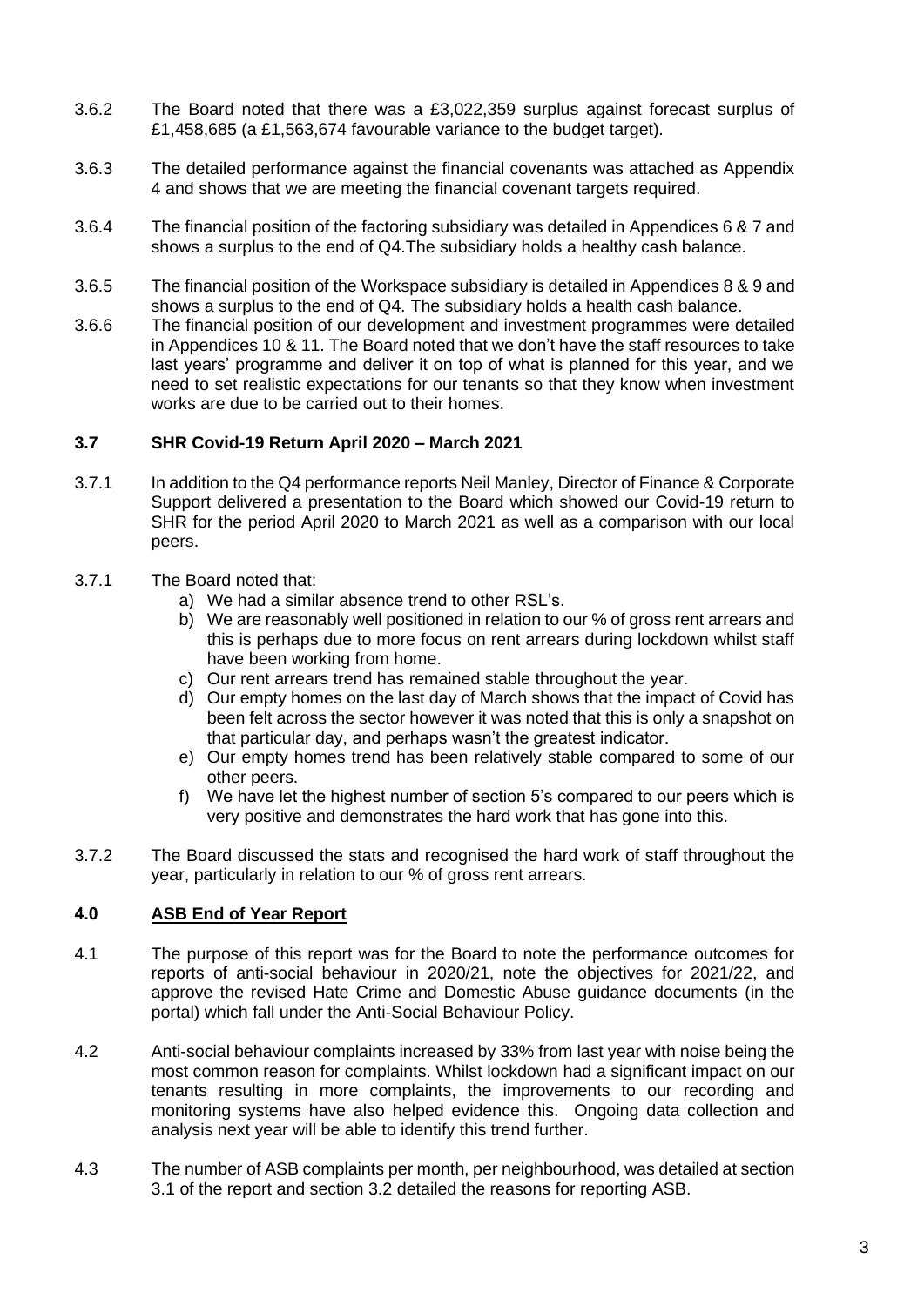3.6.2 The Board noted that there was a £3,022,359 surplus against forecast surplus of £1,458,685 (a £1,563,674 favourable variance to the budget target).

3.6.3 The detailed performance against the financial covenants was attached as Appendix 4 and shows that we are meeting the financial covenant targets required.

3.6.4 The financial position of the factoring subsidiary was detailed in Appendices 6 & 7 and shows a surplus to the end of Q4.The subsidiary holds a healthy cash balance.

3.6.5 The financial position of the Workspace subsidiary is detailed in Appendices 8 & 9 and shows a surplus to the end of Q4. The subsidiary holds a health cash balance.

3.6.6 The financial position of our development and investment programmes were detailed in Appendices 10 & 11. The Board noted that we don't have the staff resources to take last years' programme and deliver it on top of what is planned for this year, and we need to set realistic expectations for our tenants so that they know when investment works are due to be carried out to their homes.

### 3.7 SHR Covid-19 Return April 2020 – March 2021

3.7.1 In addition to the Q4 performance reports Neil Manley, Director of Finance & Corporate Support delivered a presentation to the Board which showed our Covid-19 return to SHR for the period April 2020 to March 2021 as well as a comparison with our local peers.

3.7.1 The Board noted that:

a) We had a similar absence trend to other RSL's.
b) We are reasonably well positioned in relation to our % of gross rent arrears and this is perhaps due to more focus on rent arrears during lockdown whilst staff have been working from home.
c) Our rent arrears trend has remained stable throughout the year.
d) Our empty homes on the last day of March shows that the impact of Covid has been felt across the sector however it was noted that this is only a snapshot on that particular day, and perhaps wasn't the greatest indicator.
e) Our empty homes trend has been relatively stable compared to some of our other peers.
f) We have let the highest number of section 5's compared to our peers which is very positive and demonstrates the hard work that has gone into this.

3.7.2 The Board discussed the stats and recognised the hard work of staff throughout the year, particularly in relation to our % of gross rent arrears.

## 4.0 ASB End of Year Report

4.1 The purpose of this report was for the Board to note the performance outcomes for reports of anti-social behaviour in 2020/21, note the objectives for 2021/22, and approve the revised Hate Crime and Domestic Abuse guidance documents (in the portal) which fall under the Anti-Social Behaviour Policy.

4.2 Anti-social behaviour complaints increased by 33% from last year with noise being the most common reason for complaints. Whilst lockdown had a significant impact on our tenants resulting in more complaints, the improvements to our recording and monitoring systems have also helped evidence this. Ongoing data collection and analysis next year will be able to identify this trend further.

4.3 The number of ASB complaints per month, per neighbourhood, was detailed at section 3.1 of the report and section 3.2 detailed the reasons for reporting ASB.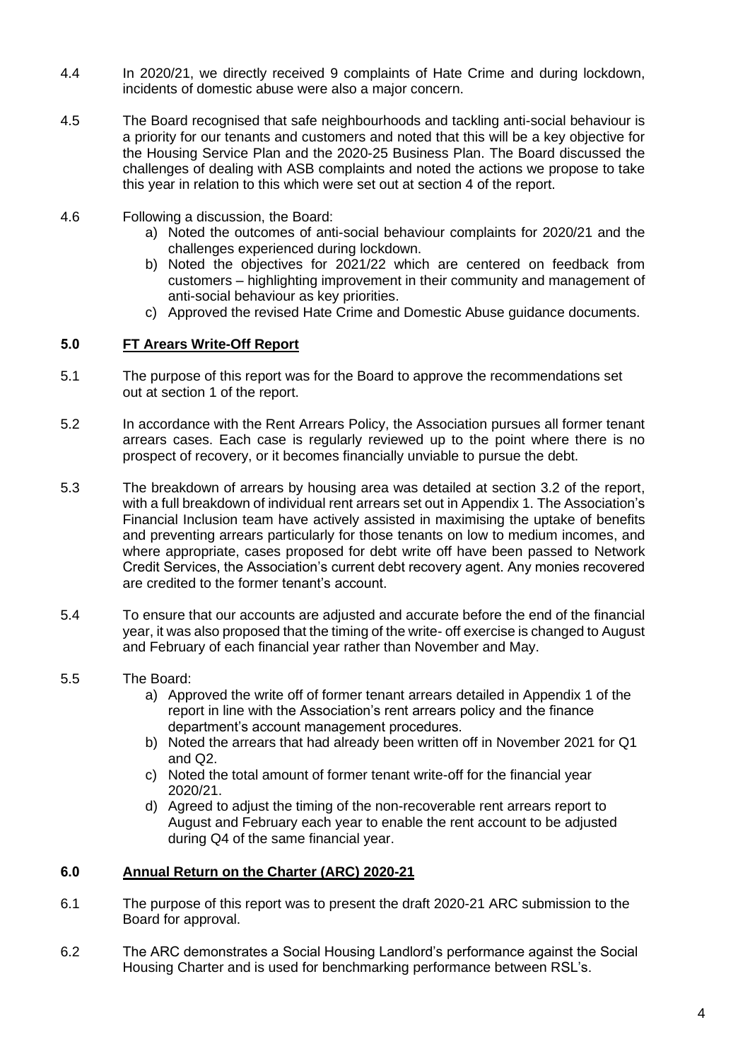4.4 In 2020/21, we directly received 9 complaints of Hate Crime and during lockdown, incidents of domestic abuse were also a major concern.

4.5 The Board recognised that safe neighbourhoods and tackling anti-social behaviour is a priority for our tenants and customers and noted that this will be a key objective for the Housing Service Plan and the 2020-25 Business Plan. The Board discussed the challenges of dealing with ASB complaints and noted the actions we propose to take this year in relation to this which were set out at section 4 of the report.

4.6 Following a discussion, the Board:

a) Noted the outcomes of anti-social behaviour complaints for 2020/21 and the challenges experienced during lockdown.
b) Noted the objectives for 2021/22 which are centered on feedback from customers – highlighting improvement in their community and management of anti-social behaviour as key priorities.
c) Approved the revised Hate Crime and Domestic Abuse guidance documents.

## 5.0 FT Arears Write-Off Report

5.1 The purpose of this report was for the Board to approve the recommendations set out at section 1 of the report.

5.2 In accordance with the Rent Arrears Policy, the Association pursues all former tenant arrears cases. Each case is regularly reviewed up to the point where there is no prospect of recovery, or it becomes financially unviable to pursue the debt.

5.3 The breakdown of arrears by housing area was detailed at section 3.2 of the report, with a full breakdown of individual rent arrears set out in Appendix 1. The Association's Financial Inclusion team have actively assisted in maximising the uptake of benefits and preventing arrears particularly for those tenants on low to medium incomes, and where appropriate, cases proposed for debt write off have been passed to Network Credit Services, the Association's current debt recovery agent. Any monies recovered are credited to the former tenant's account.

5.4 To ensure that our accounts are adjusted and accurate before the end of the financial year, it was also proposed that the timing of the write- off exercise is changed to August and February of each financial year rather than November and May.

5.5 The Board:

a) Approved the write off of former tenant arrears detailed in Appendix 1 of the report in line with the Association's rent arrears policy and the finance department's account management procedures.
b) Noted the arrears that had already been written off in November 2021 for Q1 and Q2.
c) Noted the total amount of former tenant write-off for the financial year 2020/21.
d) Agreed to adjust the timing of the non-recoverable rent arrears report to August and February each year to enable the rent account to be adjusted during Q4 of the same financial year.

## 6.0 Annual Return on the Charter (ARC) 2020-21

6.1 The purpose of this report was to present the draft 2020-21 ARC submission to the Board for approval.

6.2 The ARC demonstrates a Social Housing Landlord's performance against the Social Housing Charter and is used for benchmarking performance between RSL's.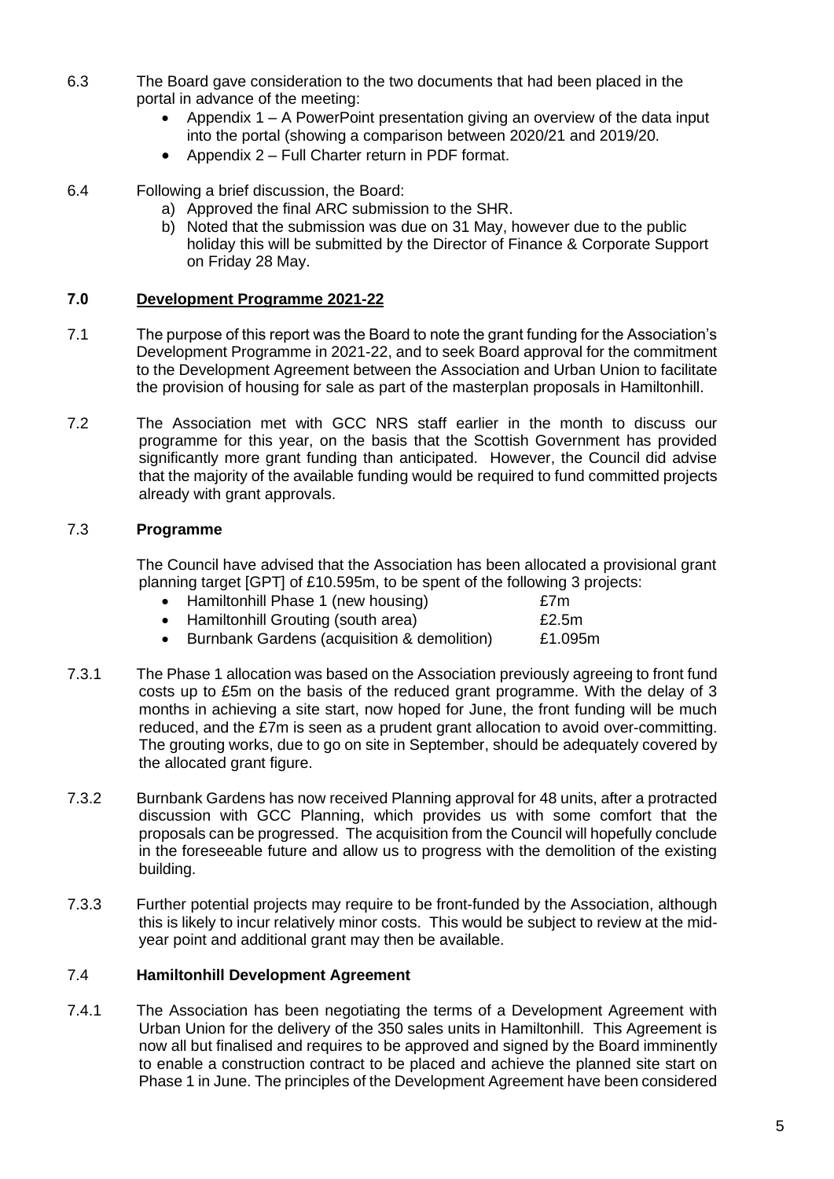6.3 The Board gave consideration to the two documents that had been placed in the portal in advance of the meeting:

- Appendix 1 – A PowerPoint presentation giving an overview of the data input into the portal (showing a comparison between 2020/21 and 2019/20.
- Appendix 2 – Full Charter return in PDF format.

6.4 Following a brief discussion, the Board:

a) Approved the final ARC submission to the SHR.
b) Noted that the submission was due on 31 May, however due to the public holiday this will be submitted by the Director of Finance & Corporate Support on Friday 28 May.

## 7.0 Development Programme 2021-22

7.1 The purpose of this report was the Board to note the grant funding for the Association's Development Programme in 2021-22, and to seek Board approval for the commitment to the Development Agreement between the Association and Urban Union to facilitate the provision of housing for sale as part of the masterplan proposals in Hamiltonhill.

7.2 The Association met with GCC NRS staff earlier in the month to discuss our programme for this year, on the basis that the Scottish Government has provided significantly more grant funding than anticipated. However, the Council did advise that the majority of the available funding would be required to fund committed projects already with grant approvals.

### 7.3 Programme

The Council have advised that the Association has been allocated a provisional grant planning target [GPT] of £10.595m, to be spent of the following 3 projects:

- Hamiltonhill Phase 1 (new housing) £7m
- Hamiltonhill Grouting (south area) £2.5m
- Burnbank Gardens (acquisition & demolition) £1.095m

7.3.1 The Phase 1 allocation was based on the Association previously agreeing to front fund costs up to £5m on the basis of the reduced grant programme. With the delay of 3 months in achieving a site start, now hoped for June, the front funding will be much reduced, and the £7m is seen as a prudent grant allocation to avoid over-committing. The grouting works, due to go on site in September, should be adequately covered by the allocated grant figure.

7.3.2 Burnbank Gardens has now received Planning approval for 48 units, after a protracted discussion with GCC Planning, which provides us with some comfort that the proposals can be progressed. The acquisition from the Council will hopefully conclude in the foreseeable future and allow us to progress with the demolition of the existing building.

7.3.3 Further potential projects may require to be front-funded by the Association, although this is likely to incur relatively minor costs. This would be subject to review at the mid-year point and additional grant may then be available.

### 7.4 Hamiltonhill Development Agreement

7.4.1 The Association has been negotiating the terms of a Development Agreement with Urban Union for the delivery of the 350 sales units in Hamiltonhill. This Agreement is now all but finalised and requires to be approved and signed by the Board imminently to enable a construction contract to be placed and achieve the planned site start on Phase 1 in June. The principles of the Development Agreement have been considered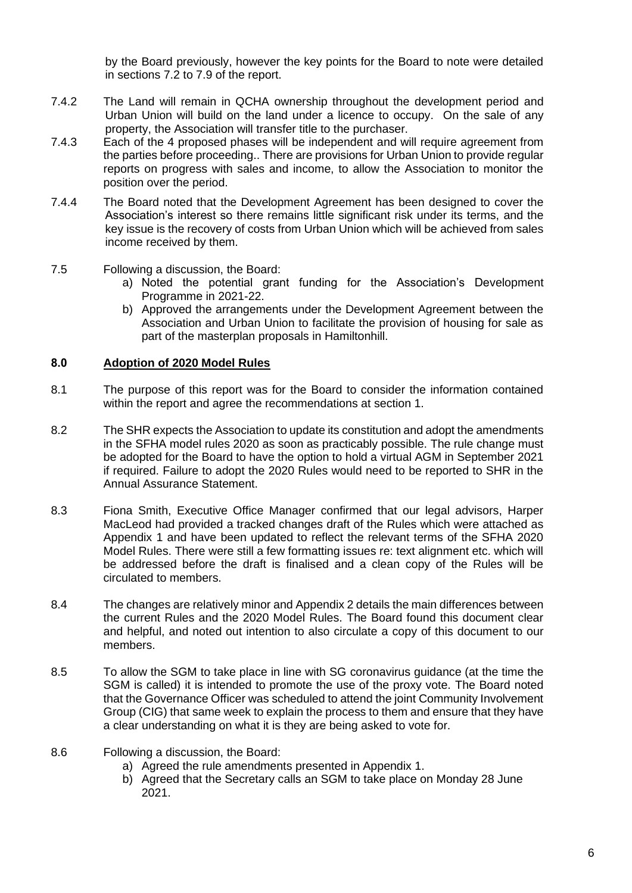by the Board previously, however the key points for the Board to note were detailed in sections 7.2 to 7.9 of the report.

7.4.2 The Land will remain in QCHA ownership throughout the development period and Urban Union will build on the land under a licence to occupy. On the sale of any property, the Association will transfer title to the purchaser.

7.4.3 Each of the 4 proposed phases will be independent and will require agreement from the parties before proceeding.. There are provisions for Urban Union to provide regular reports on progress with sales and income, to allow the Association to monitor the position over the period.

7.4.4 The Board noted that the Development Agreement has been designed to cover the Association's interest so there remains little significant risk under its terms, and the key issue is the recovery of costs from Urban Union which will be achieved from sales income received by them.

7.5 Following a discussion, the Board:

a) Noted the potential grant funding for the Association's Development Programme in 2021-22.
b) Approved the arrangements under the Development Agreement between the Association and Urban Union to facilitate the provision of housing for sale as part of the masterplan proposals in Hamiltonhill.

## 8.0 Adoption of 2020 Model Rules

8.1 The purpose of this report was for the Board to consider the information contained within the report and agree the recommendations at section 1.

8.2 The SHR expects the Association to update its constitution and adopt the amendments in the SFHA model rules 2020 as soon as practicably possible. The rule change must be adopted for the Board to have the option to hold a virtual AGM in September 2021 if required. Failure to adopt the 2020 Rules would need to be reported to SHR in the Annual Assurance Statement.

8.3 Fiona Smith, Executive Office Manager confirmed that our legal advisors, Harper MacLeod had provided a tracked changes draft of the Rules which were attached as Appendix 1 and have been updated to reflect the relevant terms of the SFHA 2020 Model Rules. There were still a few formatting issues re: text alignment etc. which will be addressed before the draft is finalised and a clean copy of the Rules will be circulated to members.

8.4 The changes are relatively minor and Appendix 2 details the main differences between the current Rules and the 2020 Model Rules. The Board found this document clear and helpful, and noted out intention to also circulate a copy of this document to our members.

8.5 To allow the SGM to take place in line with SG coronavirus guidance (at the time the SGM is called) it is intended to promote the use of the proxy vote. The Board noted that the Governance Officer was scheduled to attend the joint Community Involvement Group (CIG) that same week to explain the process to them and ensure that they have a clear understanding on what it is they are being asked to vote for.

8.6 Following a discussion, the Board:

a) Agreed the rule amendments presented in Appendix 1.
b) Agreed that the Secretary calls an SGM to take place on Monday 28 June 2021.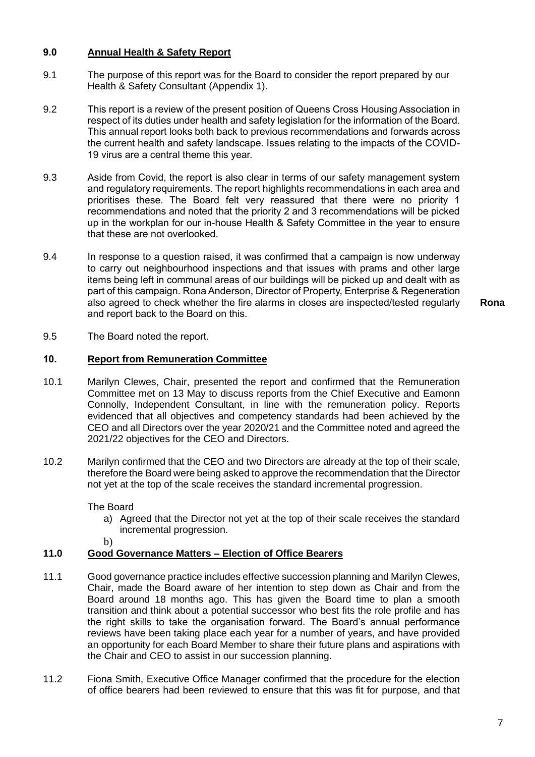## 9.0 Annual Health & Safety Report

9.1 The purpose of this report was for the Board to consider the report prepared by our Health & Safety Consultant (Appendix 1).

9.2 This report is a review of the present position of Queens Cross Housing Association in respect of its duties under health and safety legislation for the information of the Board. This annual report looks both back to previous recommendations and forwards across the current health and safety landscape. Issues relating to the impacts of the COVID-19 virus are a central theme this year.

9.3 Aside from Covid, the report is also clear in terms of our safety management system and regulatory requirements. The report highlights recommendations in each area and prioritises these. The Board felt very reassured that there were no priority 1 recommendations and noted that the priority 2 and 3 recommendations will be picked up in the workplan for our in-house Health & Safety Committee in the year to ensure that these are not overlooked.

9.4 In response to a question raised, it was confirmed that a campaign is now underway to carry out neighbourhood inspections and that issues with prams and other large items being left in communal areas of our buildings will be picked up and dealt with as part of this campaign. Rona Anderson, Director of Property, Enterprise & Regeneration also agreed to check whether the fire alarms in closes are inspected/tested regularly and report back to the Board on this. **Rona**

9.5 The Board noted the report.

## 10. Report from Remuneration Committee

10.1 Marilyn Clewes, Chair, presented the report and confirmed that the Remuneration Committee met on 13 May to discuss reports from the Chief Executive and Eamonn Connolly, Independent Consultant, in line with the remuneration policy. Reports evidenced that all objectives and competency standards had been achieved by the CEO and all Directors over the year 2020/21 and the Committee noted and agreed the 2021/22 objectives for the CEO and Directors.

10.2 Marilyn confirmed that the CEO and two Directors are already at the top of their scale, therefore the Board were being asked to approve the recommendation that the Director not yet at the top of the scale receives the standard incremental progression.

The Board

a) Agreed that the Director not yet at the top of their scale receives the standard incremental progression.
b)

## 11.0 Good Governance Matters – Election of Office Bearers

11.1 Good governance practice includes effective succession planning and Marilyn Clewes, Chair, made the Board aware of her intention to step down as Chair and from the Board around 18 months ago. This has given the Board time to plan a smooth transition and think about a potential successor who best fits the role profile and has the right skills to take the organisation forward. The Board's annual performance reviews have been taking place each year for a number of years, and have provided an opportunity for each Board Member to share their future plans and aspirations with the Chair and CEO to assist in our succession planning.

11.2 Fiona Smith, Executive Office Manager confirmed that the procedure for the election of office bearers had been reviewed to ensure that this was fit for purpose, and that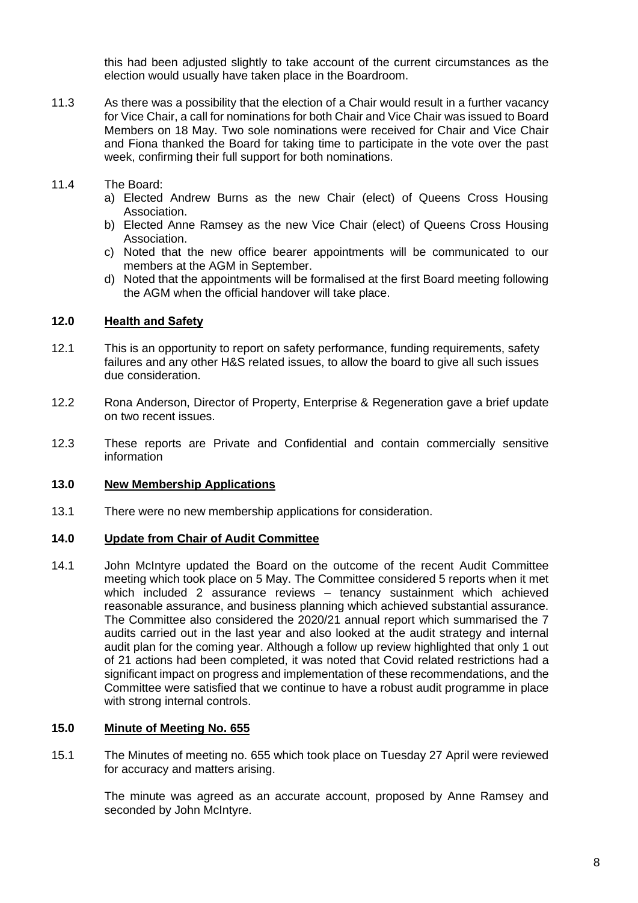this had been adjusted slightly to take account of the current circumstances as the election would usually have taken place in the Boardroom.

11.3 As there was a possibility that the election of a Chair would result in a further vacancy for Vice Chair, a call for nominations for both Chair and Vice Chair was issued to Board Members on 18 May. Two sole nominations were received for Chair and Vice Chair and Fiona thanked the Board for taking time to participate in the vote over the past week, confirming their full support for both nominations.

11.4 The Board:

a) Elected Andrew Burns as the new Chair (elect) of Queens Cross Housing Association.
b) Elected Anne Ramsey as the new Vice Chair (elect) of Queens Cross Housing Association.
c) Noted that the new office bearer appointments will be communicated to our members at the AGM in September.
d) Noted that the appointments will be formalised at the first Board meeting following the AGM when the official handover will take place.

## 12.0 Health and Safety

12.1 This is an opportunity to report on safety performance, funding requirements, safety failures and any other H&S related issues, to allow the board to give all such issues due consideration.

12.2 Rona Anderson, Director of Property, Enterprise & Regeneration gave a brief update on two recent issues.

12.3 These reports are Private and Confidential and contain commercially sensitive information

## 13.0 New Membership Applications

13.1 There were no new membership applications for consideration.

## 14.0 Update from Chair of Audit Committee

14.1 John McIntyre updated the Board on the outcome of the recent Audit Committee meeting which took place on 5 May. The Committee considered 5 reports when it met which included 2 assurance reviews – tenancy sustainment which achieved reasonable assurance, and business planning which achieved substantial assurance. The Committee also considered the 2020/21 annual report which summarised the 7 audits carried out in the last year and also looked at the audit strategy and internal audit plan for the coming year. Although a follow up review highlighted that only 1 out of 21 actions had been completed, it was noted that Covid related restrictions had a significant impact on progress and implementation of these recommendations, and the Committee were satisfied that we continue to have a robust audit programme in place with strong internal controls.

## 15.0 Minute of Meeting No. 655

15.1 The Minutes of meeting no. 655 which took place on Tuesday 27 April were reviewed for accuracy and matters arising.

The minute was agreed as an accurate account, proposed by Anne Ramsey and seconded by John McIntyre.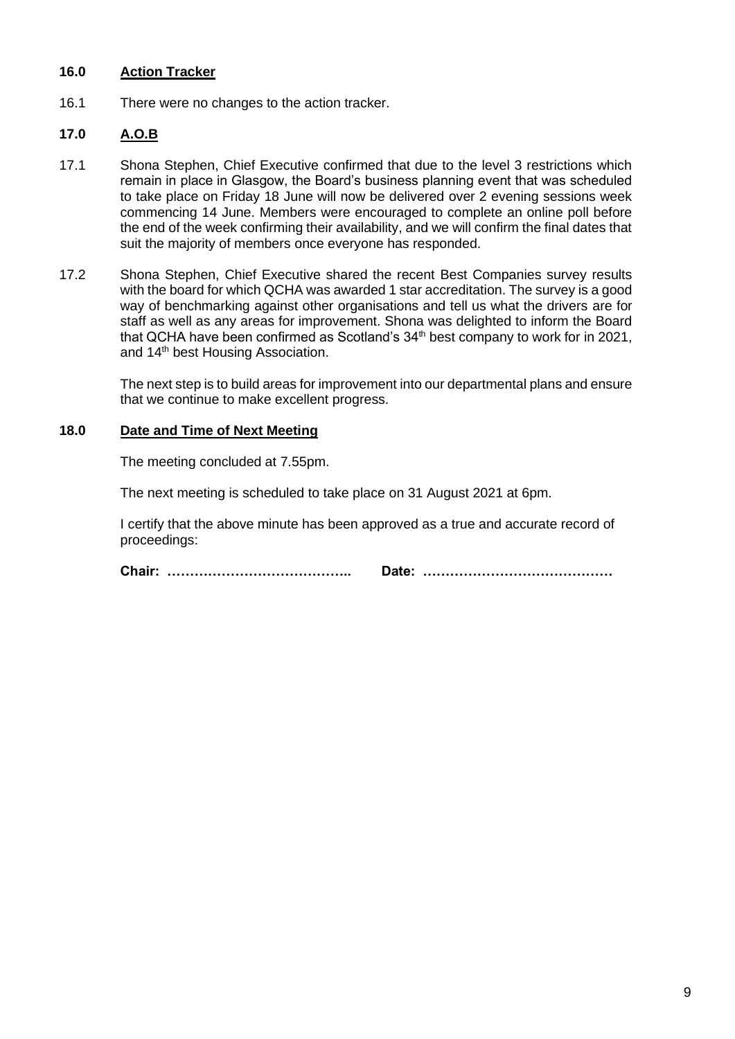## 16.0 Action Tracker

16.1 There were no changes to the action tracker.

## 17.0 A.O.B

17.1 Shona Stephen, Chief Executive confirmed that due to the level 3 restrictions which remain in place in Glasgow, the Board's business planning event that was scheduled to take place on Friday 18 June will now be delivered over 2 evening sessions week commencing 14 June. Members were encouraged to complete an online poll before the end of the week confirming their availability, and we will confirm the final dates that suit the majority of members once everyone has responded.

17.2 Shona Stephen, Chief Executive shared the recent Best Companies survey results with the board for which QCHA was awarded 1 star accreditation. The survey is a good way of benchmarking against other organisations and tell us what the drivers are for staff as well as any areas for improvement. Shona was delighted to inform the Board that QCHA have been confirmed as Scotland's 34th best company to work for in 2021, and 14th best Housing Association.

The next step is to build areas for improvement into our departmental plans and ensure that we continue to make excellent progress.

## 18.0 Date and Time of Next Meeting

The meeting concluded at 7.55pm.

The next meeting is scheduled to take place on 31 August 2021 at 6pm.

I certify that the above minute has been approved as a true and accurate record of proceedings:

**Chair: …………………………………..     Date: ……………………………………**